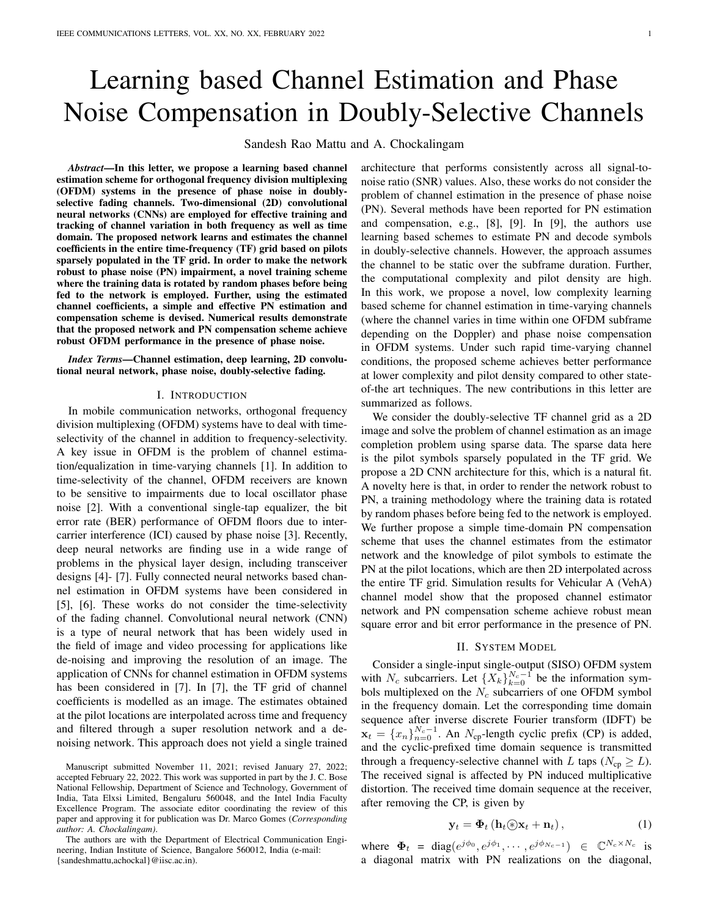# Learning based Channel Estimation and Phase Noise Compensation in Doubly-Selective Channels

Sandesh Rao Mattu and A. Chockalingam

***Abstract*—In this letter, we propose a learning based channel estimation scheme for orthogonal frequency division multiplexing (OFDM) systems in the presence of phase noise in doubly-selective fading channels. Two-dimensional (2D) convolutional neural networks (CNNs) are employed for effective training and tracking of channel variation in both frequency as well as time domain. The proposed network learns and estimates the channel coefficients in the entire time-frequency (TF) grid based on pilots sparsely populated in the TF grid. In order to make the network robust to phase noise (PN) impairment, a novel training scheme where the training data is rotated by random phases before being fed to the network is employed. Further, using the estimated channel coefficients, a simple and effective PN estimation and compensation scheme is devised. Numerical results demonstrate that the proposed network and PN compensation scheme achieve robust OFDM performance in the presence of phase noise.**

***Index Terms*—Channel estimation, deep learning, 2D convolutional neural network, phase noise, doubly-selective fading.**

## I. Introduction

In mobile communication networks, orthogonal frequency division multiplexing (OFDM) systems have to deal with time-selectivity of the channel in addition to frequency-selectivity. A key issue in OFDM is the problem of channel estimation/equalization in time-varying channels [1]. In addition to time-selectivity of the channel, OFDM receivers are known to be sensitive to impairments due to local oscillator phase noise [2]. With a conventional single-tap equalizer, the bit error rate (BER) performance of OFDM floors due to inter-carrier interference (ICI) caused by phase noise [3]. Recently, deep neural networks are finding use in a wide range of problems in the physical layer design, including transceiver designs [4]- [7]. Fully connected neural networks based channel estimation in OFDM systems have been considered in [5], [6]. These works do not consider the time-selectivity of the fading channel. Convolutional neural network (CNN) is a type of neural network that has been widely used in the field of image and video processing for applications like de-noising and improving the resolution of an image. The application of CNNs for channel estimation in OFDM systems has been considered in [7]. In [7], the TF grid of channel coefficients is modelled as an image. The estimates obtained at the pilot locations are interpolated across time and frequency and filtered through a super resolution network and a de-noising network. This approach does not yield a single trained architecture that performs consistently across all signal-to-noise ratio (SNR) values. Also, these works do not consider the problem of channel estimation in the presence of phase noise (PN). Several methods have been reported for PN estimation and compensation, e.g., [8], [9]. In [9], the authors use learning based schemes to estimate PN and decode symbols in doubly-selective channels. However, the approach assumes the channel to be static over the subframe duration. Further, the computational complexity and pilot density are high. In this work, we propose a novel, low complexity learning based scheme for channel estimation in time-varying channels (where the channel varies in time within one OFDM subframe depending on the Doppler) and phase noise compensation in OFDM systems. Under such rapid time-varying channel conditions, the proposed scheme achieves better performance at lower complexity and pilot density compared to other state-of-the art techniques. The new contributions in this letter are summarized as follows.

We consider the doubly-selective TF channel grid as a 2D image and solve the problem of channel estimation as an image completion problem using sparse data. The sparse data here is the pilot symbols sparsely populated in the TF grid. We propose a 2D CNN architecture for this, which is a natural fit. A novelty here is that, in order to render the network robust to PN, a training methodology where the training data is rotated by random phases before being fed to the network is employed. We further propose a simple time-domain PN compensation scheme that uses the channel estimates from the estimator network and the knowledge of pilot symbols to estimate the PN at the pilot locations, which are then 2D interpolated across the entire TF grid. Simulation results for Vehicular A (VehA) channel model show that the proposed channel estimator network and PN compensation scheme achieve robust mean square error and bit error performance in the presence of PN.

## II. System Model

Consider a single-input single-output (SISO) OFDM system with $N_c$ subcarriers. Let $\{X_k\}_{k=0}^{N_c-1}$ be the information symbols multiplexed on the $N_c$ subcarriers of one OFDM symbol in the frequency domain. Let the corresponding time domain sequence after inverse discrete Fourier transform (IDFT) be $\mathbf{x}_t = \{x_n\}_{n=0}^{N_c-1}$. An $N_{\text{cp}}$-length cyclic prefix (CP) is added, and the cyclic-prefixed time domain sequence is transmitted through a frequency-selective channel with $L$ taps ($N_{\text{cp}} \geq L$). The received signal is affected by PN induced multiplicative distortion. The received time domain sequence at the receiver, after removing the CP, is given by

$$\mathbf{y}_t = \mathbf{\Phi}_t \left( \mathbf{h}_t \circledast \mathbf{x}_t + \mathbf{n}_t \right), \tag{1}$$

where $\mathbf{\Phi}_t = \text{diag}(e^{j\phi_0}, e^{j\phi_1}, \cdots, e^{j\phi_{N_c-1}}) \in \mathbb{C}^{N_c \times N_c}$ is a diagonal matrix with PN realizations on the diagonal,

Manuscript submitted November 11, 2021; revised January 27, 2022; accepted February 22, 2022. This work was supported in part by the J. C. Bose National Fellowship, Department of Science and Technology, Government of India, Tata Elxsi Limited, Bengaluru 560048, and the Intel India Faculty Excellence Program. The associate editor coordinating the review of this paper and approving it for publication was Dr. Marco Gomes (*Corresponding author: A. Chockalingam)*.

The authors are with the Department of Electrical Communication Engineering, Indian Institute of Science, Bangalore 560012, India (e-mail: {sandeshmattu,achockal}@iisc.ac.in).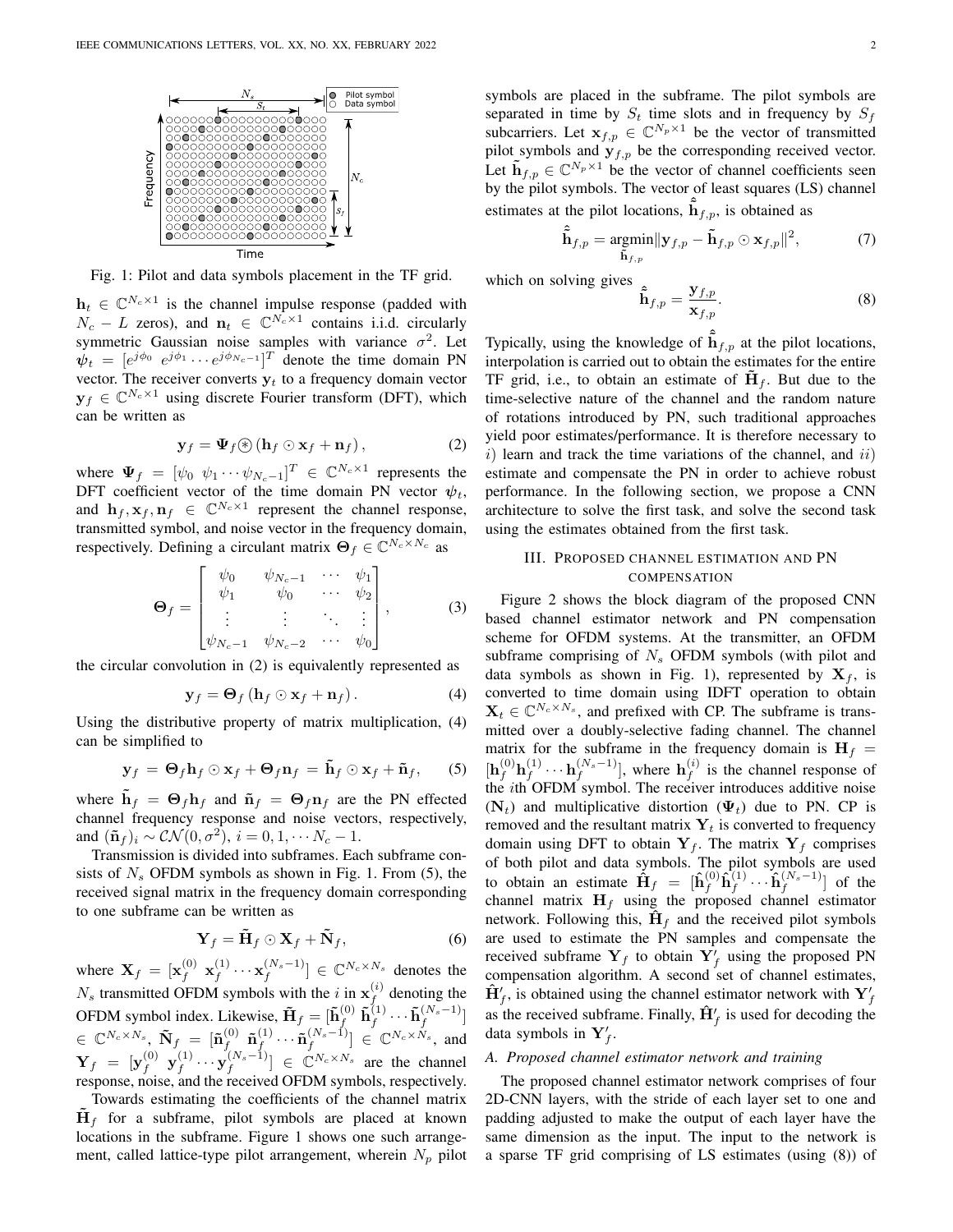Fig. 1: Pilot and data symbols placement in the TF grid.

$\mathbf{h}_t \in \mathbb{C}^{N_c \times 1}$ is the channel impulse response (padded with $N_c - L$ zeros), and $\mathbf{n}_t \in \mathbb{C}^{N_c \times 1}$ contains i.i.d. circularly symmetric Gaussian noise samples with variance $\sigma^2$. Let $\boldsymbol{\psi}_t = [e^{j\phi_0} \ e^{j\phi_1} \cdots e^{j\phi_{N_c-1}}]^T$ denote the time domain PN vector. The receiver converts $\mathbf{y}_t$ to a frequency domain vector $\mathbf{y}_f \in \mathbb{C}^{N_c \times 1}$ using discrete Fourier transform (DFT), which can be written as

$$\mathbf{y}_f = \boldsymbol{\Psi}_f \circledast (\mathbf{h}_f \odot \mathbf{x}_f + \mathbf{n}_f), \tag{2}$$

where $\boldsymbol{\Psi}_f = [\psi_0 \ \psi_1 \cdots \psi_{N_c-1}]^T \in \mathbb{C}^{N_c \times 1}$ represents the DFT coefficient vector of the time domain PN vector $\boldsymbol{\psi}_t$, and $\mathbf{h}_f, \mathbf{x}_f, \mathbf{n}_f \in \mathbb{C}^{N_c \times 1}$ represent the channel response, transmitted symbol, and noise vector in the frequency domain, respectively. Defining a circulant matrix $\boldsymbol{\Theta}_f \in \mathbb{C}^{N_c \times N_c}$ as

$$\boldsymbol{\Theta}_f = \begin{bmatrix} \psi_0 & \psi_{N_c-1} & \cdots & \psi_1 \\ \psi_1 & \psi_0 & \cdots & \psi_2 \\ \vdots & \vdots & \ddots & \vdots \\ \psi_{N_c-1} & \psi_{N_c-2} & \cdots & \psi_0 \end{bmatrix}, \tag{3}$$

the circular convolution in (2) is equivalently represented as

$$\mathbf{y}_f = \boldsymbol{\Theta}_f (\mathbf{h}_f \odot \mathbf{x}_f + \mathbf{n}_f). \tag{4}$$

Using the distributive property of matrix multiplication, (4) can be simplified to

$$\mathbf{y}_f = \boldsymbol{\Theta}_f \mathbf{h}_f \odot \mathbf{x}_f + \boldsymbol{\Theta}_f \mathbf{n}_f = \tilde{\mathbf{h}}_f \odot \mathbf{x}_f + \tilde{\mathbf{n}}_f, \tag{5}$$

where $\tilde{\mathbf{h}}_f = \boldsymbol{\Theta}_f \mathbf{h}_f$ and $\tilde{\mathbf{n}}_f = \boldsymbol{\Theta}_f \mathbf{n}_f$ are the PN effected channel frequency response and noise vectors, respectively, and $(\tilde{\mathbf{n}}_f)_i \sim \mathcal{CN}(0, \sigma^2)$, $i = 0, 1, \cdots N_c - 1$.

Transmission is divided into subframes. Each subframe consists of $N_s$ OFDM symbols as shown in Fig. 1. From (5), the received signal matrix in the frequency domain corresponding to one subframe can be written as

$$\mathbf{Y}_f = \tilde{\mathbf{H}}_f \odot \mathbf{X}_f + \tilde{\mathbf{N}}_f, \tag{6}$$

where $\mathbf{X}_f = [\mathbf{x}_f^{(0)} \ \mathbf{x}_f^{(1)} \cdots \mathbf{x}_f^{(N_s-1)}] \in \mathbb{C}^{N_c \times N_s}$ denotes the $N_s$ transmitted OFDM symbols with the $i$ in $\mathbf{x}_f^{(i)}$ denoting the OFDM symbol index. Likewise, $\tilde{\mathbf{H}}_f = [\tilde{\mathbf{h}}_f^{(0)} \ \tilde{\mathbf{h}}_f^{(1)} \cdots \tilde{\mathbf{h}}_f^{(N_s-1)}] \in \mathbb{C}^{N_c \times N_s}$, $\tilde{\mathbf{N}}_f = [\tilde{\mathbf{n}}_f^{(0)} \ \tilde{\mathbf{n}}_f^{(1)} \cdots \tilde{\mathbf{n}}_f^{(N_s-1)}] \in \mathbb{C}^{N_c \times N_s}$, and $\mathbf{Y}_f = [\mathbf{y}_f^{(0)} \ \mathbf{y}_f^{(1)} \cdots \mathbf{y}_f^{(N_s-1)}] \in \mathbb{C}^{N_c \times N_s}$ are the channel response, noise, and the received OFDM symbols, respectively.

Towards estimating the coefficients of the channel matrix $\tilde{\mathbf{H}}_f$ for a subframe, pilot symbols are placed at known locations in the subframe. Figure 1 shows one such arrangement, called lattice-type pilot arrangement, wherein $N_p$ pilot symbols are placed in the subframe. The pilot symbols are separated in time by $S_t$ time slots and in frequency by $S_f$ subcarriers. Let $\mathbf{x}_{f,p} \in \mathbb{C}^{N_p \times 1}$ be the vector of transmitted pilot symbols and $\mathbf{y}_{f,p}$ be the corresponding received vector. Let $\tilde{\mathbf{h}}_{f,p} \in \mathbb{C}^{N_p \times 1}$ be the vector of channel coefficients seen by the pilot symbols. The vector of least squares (LS) channel estimates at the pilot locations, $\hat{\tilde{\mathbf{h}}}_{f,p}$, is obtained as

$$\hat{\tilde{\mathbf{h}}}_{f,p} = \underset{\tilde{\mathbf{h}}_{f,p}}{\operatorname{argmin}} \|\mathbf{y}_{f,p} - \tilde{\mathbf{h}}_{f,p} \odot \mathbf{x}_{f,p}\|^2, \tag{7}$$

which on solving gives

$$\hat{\tilde{\mathbf{h}}}_{f,p} = \frac{\mathbf{y}_{f,p}}{\mathbf{x}_{f,p}}. \tag{8}$$

Typically, using the knowledge of $\hat{\tilde{\mathbf{h}}}_{f,p}$ at the pilot locations, interpolation is carried out to obtain the estimates for the entire TF grid, i.e., to obtain an estimate of $\tilde{\mathbf{H}}_f$. But due to the time-selective nature of the channel and the random nature of rotations introduced by PN, such traditional approaches yield poor estimates/performance. It is therefore necessary to $i)$ learn and track the time variations of the channel, and $ii)$ estimate and compensate the PN in order to achieve robust performance. In the following section, we propose a CNN architecture to solve the first task, and solve the second task using the estimates obtained from the first task.

## III. Proposed channel estimation and PN compensation

Figure 2 shows the block diagram of the proposed CNN based channel estimator network and PN compensation scheme for OFDM systems. At the transmitter, an OFDM subframe comprising of $N_s$ OFDM symbols (with pilot and data symbols as shown in Fig. 1), represented by $\mathbf{X}_f$, is converted to time domain using IDFT operation to obtain $\mathbf{X}_t \in \mathbb{C}^{N_c \times N_s}$, and prefixed with CP. The subframe is transmitted over a doubly-selective fading channel. The channel matrix for the subframe in the frequency domain is $\mathbf{H}_f = [\mathbf{h}_f^{(0)} \mathbf{h}_f^{(1)} \cdots \mathbf{h}_f^{(N_s-1)}]$, where $\mathbf{h}_f^{(i)}$ is the channel response of the $i$th OFDM symbol. The receiver introduces additive noise $(\mathbf{N}_t)$ and multiplicative distortion $(\boldsymbol{\Psi}_t)$ due to PN. CP is removed and the resultant matrix $\mathbf{Y}_t$ is converted to frequency domain using DFT to obtain $\mathbf{Y}_f$. The matrix $\mathbf{Y}_f$ comprises of both pilot and data symbols. The pilot symbols are used to obtain an estimate $\hat{\mathbf{H}}_f = [\hat{\mathbf{h}}_f^{(0)} \hat{\mathbf{h}}_f^{(1)} \cdots \hat{\mathbf{h}}_f^{(N_s-1)}]$ of the channel matrix $\mathbf{H}_f$ using the proposed channel estimator network. Following this, $\hat{\mathbf{H}}_f$ and the received pilot symbols are used to estimate the PN samples and compensate the received subframe $\mathbf{Y}_f$ to obtain $\mathbf{Y}'_f$ using the proposed PN compensation algorithm. A second set of channel estimates, $\hat{\mathbf{H}}'_f$, is obtained using the channel estimator network with $\mathbf{Y}'_f$ as the received subframe. Finally, $\hat{\mathbf{H}}'_f$ is used for decoding the data symbols in $\mathbf{Y}'_f$.

### A. Proposed channel estimator network and training

The proposed channel estimator network comprises of four 2D-CNN layers, with the stride of each layer set to one and padding adjusted to make the output of each layer have the same dimension as the input. The input to the network is a sparse TF grid comprising of LS estimates (using (8)) of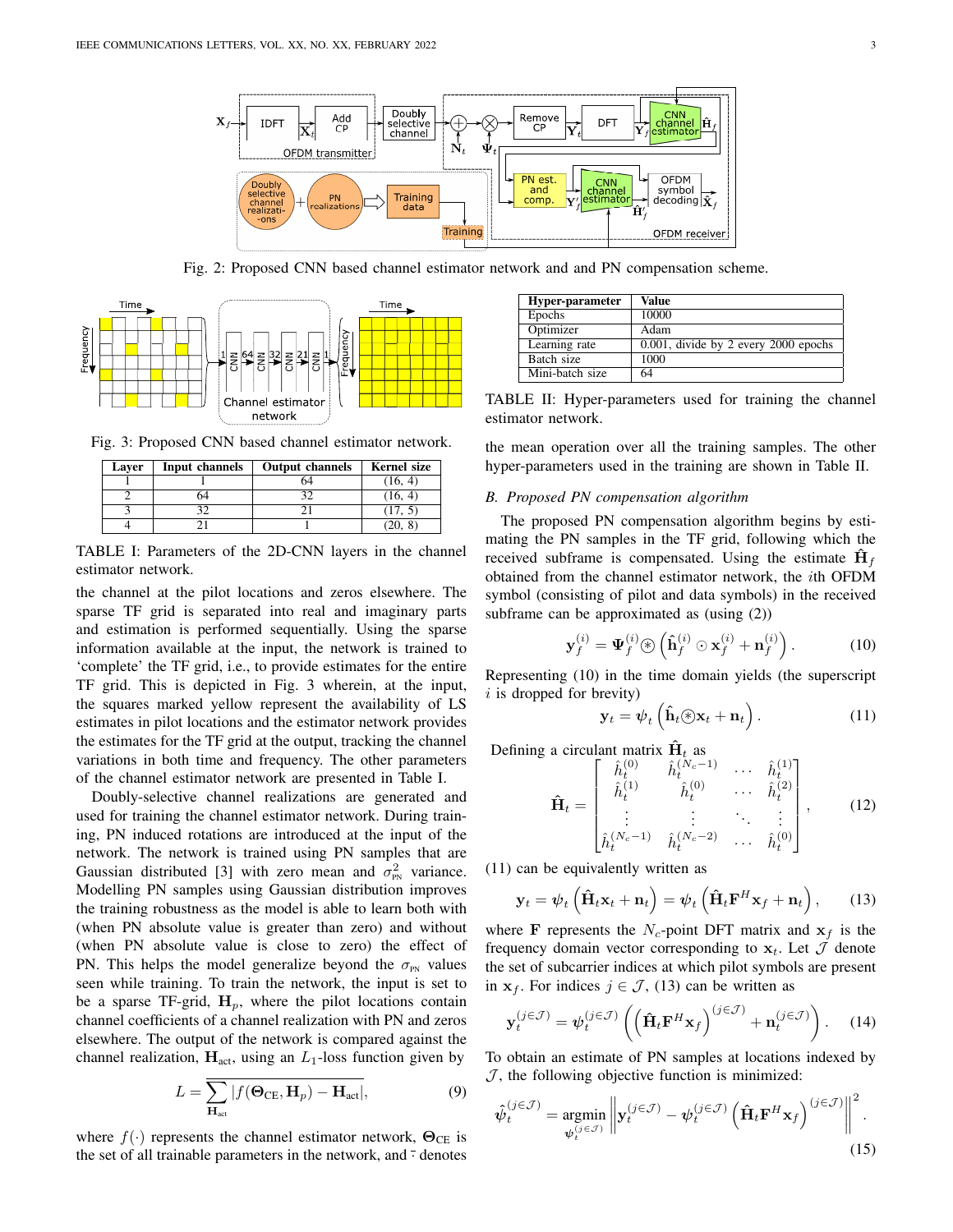Fig. 2: Proposed CNN based channel estimator network and and PN compensation scheme.

Fig. 3: Proposed CNN based channel estimator network.

| Layer | Input channels | Output channels | Kernel size |
|---|---|---|---|
| 1 | 1 | 64 | (16, 4) |
| 2 | 64 | 32 | (16, 4) |
| 3 | 32 | 21 | (17, 5) |
| 4 | 21 | 1 | (20, 8) |

TABLE I: Parameters of the 2D-CNN layers in the channel estimator network.

the channel at the pilot locations and zeros elsewhere. The sparse TF grid is separated into real and imaginary parts and estimation is performed sequentially. Using the sparse information available at the input, the network is trained to 'complete' the TF grid, i.e., to provide estimates for the entire TF grid. This is depicted in Fig. 3 wherein, at the input, the squares marked yellow represent the availability of LS estimates in pilot locations and the estimator network provides the estimates for the TF grid at the output, tracking the channel variations in both time and frequency. The other parameters of the channel estimator network are presented in Table I.

Doubly-selective channel realizations are generated and used for training the channel estimator network. During training, PN induced rotations are introduced at the input of the network. The network is trained using PN samples that are Gaussian distributed [3] with zero mean and $\sigma^2_{\text{PN}}$ variance. Modelling PN samples using Gaussian distribution improves the training robustness as the model is able to learn both with (when PN absolute value is greater than zero) and without (when PN absolute value is close to zero) the effect of PN. This helps the model generalize beyond the $\sigma_{\text{PN}}$ values seen while training. To train the network, the input is set to be a sparse TF-grid, $\mathbf{H}_p$, where the pilot locations contain channel coefficients of a channel realization with PN and zeros elsewhere. The output of the network is compared against the channel realization, $\mathbf{H}_{\text{act}}$, using an $L_1$-loss function given by

$$L = \overline{\sum_{\mathbf{H}_{\text{act}}} |f(\mathbf{\Theta}_{\text{CE}}, \mathbf{H}_p) - \mathbf{H}_{\text{act}}|}, \tag{9}$$

where $f(\cdot)$ represents the channel estimator network, $\mathbf{\Theta}_{\text{CE}}$ is the set of all trainable parameters in the network, and $\bar{\cdot}$ denotes the mean operation over all the training samples. The other hyper-parameters used in the training are shown in Table II.

| Hyper-parameter | Value |
|---|---|
| Epochs | 10000 |
| Optimizer | Adam |
| Learning rate | 0.001, divide by 2 every 2000 epochs |
| Batch size | 1000 |
| Mini-batch size | 64 |

TABLE II: Hyper-parameters used for training the channel estimator network.

### B. Proposed PN compensation algorithm

The proposed PN compensation algorithm begins by estimating the PN samples in the TF grid, following which the received subframe is compensated. Using the estimate $\hat{\mathbf{H}}_f$ obtained from the channel estimator network, the $i$th OFDM symbol (consisting of pilot and data symbols) in the received subframe can be approximated as (using (2))

$$\mathbf{y}_f^{(i)} = \mathbf{\Psi}_f^{(i)} \circledast \left( \hat{\mathbf{h}}_f^{(i)} \odot \mathbf{x}_f^{(i)} + \mathbf{n}_f^{(i)} \right). \tag{10}$$

Representing (10) in the time domain yields (the superscript $i$ is dropped for brevity)

$$\mathbf{y}_t = \boldsymbol{\psi}_t \left( \hat{\mathbf{h}}_t \circledast \mathbf{x}_t + \mathbf{n}_t \right). \tag{11}$$

Defining a circulant matrix $\hat{\mathbf{H}}_t$ as

$$\hat{\mathbf{H}}_t = \begin{bmatrix} \hat{h}_t^{(0)} & \hat{h}_t^{(N_c-1)} & \cdots & \hat{h}_t^{(1)} \\ \hat{h}_t^{(1)} & \hat{h}_t^{(0)} & \cdots & \hat{h}_t^{(2)} \\ \vdots & \vdots & \ddots & \vdots \\ \hat{h}_t^{(N_c-1)} & \hat{h}_t^{(N_c-2)} & \cdots & \hat{h}_t^{(0)} \end{bmatrix}, \tag{12}$$

(11) can be equivalently written as

$$\mathbf{y}_t = \boldsymbol{\psi}_t \left( \hat{\mathbf{H}}_t \mathbf{x}_t + \mathbf{n}_t \right) = \boldsymbol{\psi}_t \left( \hat{\mathbf{H}}_t \mathbf{F}^H \mathbf{x}_f + \mathbf{n}_t \right), \tag{13}$$

where $\mathbf{F}$ represents the $N_c$-point DFT matrix and $\mathbf{x}_f$ is the frequency domain vector corresponding to $\mathbf{x}_t$. Let $\mathcal{J}$ denote the set of subcarrier indices at which pilot symbols are present in $\mathbf{x}_f$. For indices $j \in \mathcal{J}$, (13) can be written as

$$\mathbf{y}_t^{(j\in\mathcal{J})} = \boldsymbol{\psi}_t^{(j\in\mathcal{J})} \left( \left( \hat{\mathbf{H}}_t \mathbf{F}^H \mathbf{x}_f \right)^{(j\in\mathcal{J})} + \mathbf{n}_t^{(j\in\mathcal{J})} \right). \tag{14}$$

To obtain an estimate of PN samples at locations indexed by $\mathcal{J}$, the following objective function is minimized:

$$\hat{\boldsymbol{\psi}}_t^{(j\in\mathcal{J})} = \underset{\boldsymbol{\psi}_t^{(j\in\mathcal{J})}}{\operatorname{argmin}} \left\| \mathbf{y}_t^{(j\in\mathcal{J})} - \boldsymbol{\psi}_t^{(j\in\mathcal{J})} \left( \hat{\mathbf{H}}_t \mathbf{F}^H \mathbf{x}_f \right)^{(j\in\mathcal{J})} \right\|^2. \tag{15}$$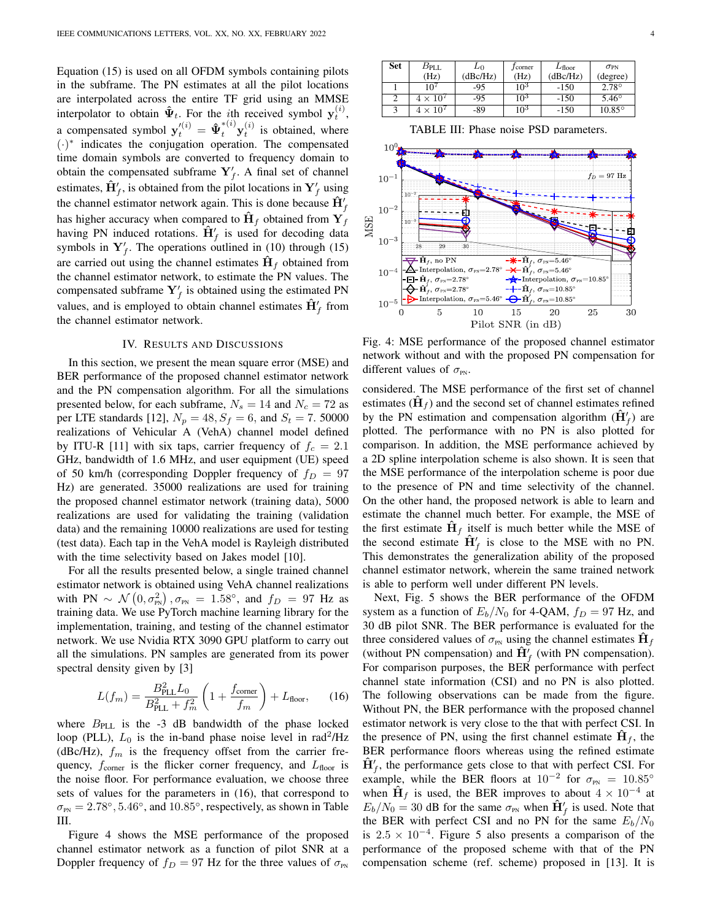Equation (15) is used on all OFDM symbols containing pilots in the subframe. The PN estimates at all the pilot locations are interpolated across the entire TF grid using an MMSE interpolator to obtain $\hat{\mathbf{\Psi}}_t$. For the $i$th received symbol $\mathbf{y}_t^{(i)}$, a compensated symbol $\mathbf{y}_t^{\prime(i)} = \hat{\mathbf{\Psi}}_t^{*(i)} \mathbf{y}_t^{(i)}$ is obtained, where $(\cdot)^*$ indicates the conjugation operation. The compensated time domain symbols are converted to frequency domain to obtain the compensated subframe $\mathbf{Y}_f'$. A final set of channel estimates, $\hat{\mathbf{H}}_f'$, is obtained from the pilot locations in $\mathbf{Y}_f'$ using the channel estimator network again. This is done because $\hat{\mathbf{H}}_f'$ has higher accuracy when compared to $\hat{\mathbf{H}}_f$ obtained from $\mathbf{Y}_f$ having PN induced rotations. $\hat{\mathbf{H}}_f'$ is used for decoding data symbols in $\mathbf{Y}_f'$. The operations outlined in (10) through (15) are carried out using the channel estimates $\hat{\mathbf{H}}_f$ obtained from the channel estimator network, to estimate the PN values. The compensated subframe $\mathbf{Y}_f'$ is obtained using the estimated PN values, and is employed to obtain channel estimates $\hat{\mathbf{H}}_f'$ from the channel estimator network.

## IV. Results and Discussions

In this section, we present the mean square error (MSE) and BER performance of the proposed channel estimator network and the PN compensation algorithm. For all the simulations presented below, for each subframe, $N_s = 14$ and $N_c = 72$ as per LTE standards [12], $N_p = 48$, $S_f = 6$, and $S_t = 7$. 50000 realizations of Vehicular A (VehA) channel model defined by ITU-R [11] with six taps, carrier frequency of $f_c = 2.1$ GHz, bandwidth of 1.6 MHz, and user equipment (UE) speed of 50 km/h (corresponding Doppler frequency of $f_D = 97$ Hz) are generated. 35000 realizations are used for training the proposed channel estimator network (training data), 5000 realizations are used for validating the training (validation data) and the remaining 10000 realizations are used for testing (test data). Each tap in the VehA model is Rayleigh distributed with the time selectivity based on Jakes model [10].

For all the results presented below, a single trained channel estimator network is obtained using VehA channel realizations with PN $\sim \mathcal{N}\left(0, \sigma_{\text{PN}}^2\right), \sigma_{\text{PN}} = 1.58°$, and $f_D = 97$ Hz as training data. We use PyTorch machine learning library for the implementation, training, and testing of the channel estimator network. We use Nvidia RTX 3090 GPU platform to carry out all the simulations. PN samples are generated from its power spectral density given by [3]

$$L(f_m) = \frac{B_{\text{PLL}}^2 L_0}{B_{\text{PLL}}^2 + f_m^2}\left(1 + \frac{f_{\text{corner}}}{f_m}\right) + L_{\text{floor}}, \qquad (16)$$

where $B_{\text{PLL}}$ is the -3 dB bandwidth of the phase locked loop (PLL), $L_0$ is the in-band phase noise level in rad$^2$/Hz (dBc/Hz), $f_m$ is the frequency offset from the carrier frequency, $f_{\text{corner}}$ is the flicker corner frequency, and $L_{\text{floor}}$ is the noise floor. For performance evaluation, we choose three sets of values for the parameters in (16), that correspond to $\sigma_{\text{PN}} = 2.78°, 5.46°$, and $10.85°$, respectively, as shown in Table III.

Figure 4 shows the MSE performance of the proposed channel estimator network as a function of pilot SNR at a Doppler frequency of $f_D = 97$ Hz for the three values of $\sigma_{\text{PN}}$ considered. The MSE performance of the first set of channel estimates ($\hat{\mathbf{H}}_f$) and the second set of channel estimates refined by the PN estimation and compensation algorithm ($\hat{\mathbf{H}}_f'$) are plotted. The performance with no PN is also plotted for comparison. In addition, the MSE performance achieved by a 2D spline interpolation scheme is also shown. It is seen that the MSE performance of the interpolation scheme is poor due to the presence of PN and time selectivity of the channel. On the other hand, the proposed network is able to learn and estimate the channel much better. For example, the MSE of the first estimate $\hat{\mathbf{H}}_f$ itself is much better while the MSE of the second estimate $\hat{\mathbf{H}}_f'$ is close to the MSE with no PN. This demonstrates the generalization ability of the proposed channel estimator network, wherein the same trained network is able to perform well under different PN levels.

| Set | $B_{\text{PLL}}$ (Hz) | $L_0$ (dBc/Hz) | $f_{\text{corner}}$ (Hz) | $L_{\text{floor}}$ (dBc/Hz) | $\sigma_{\text{PN}}$ (degree) |
|---|---|---|---|---|---|
| 1 | $10^7$ | -95 | $10^3$ | -150 | 2.78° |
| 2 | $4 \times 10^7$ | -95 | $10^3$ | -150 | 5.46° |
| 3 | $4 \times 10^7$ | -89 | $10^3$ | -150 | 10.85° |

TABLE III: Phase noise PSD parameters.

Fig. 4: MSE performance of the proposed channel estimator network without and with the proposed PN compensation for different values of $\sigma_{\text{PN}}$.

Next, Fig. 5 shows the BER performance of the OFDM system as a function of $E_b/N_0$ for 4-QAM, $f_D = 97$ Hz, and 30 dB pilot SNR. The BER performance is evaluated for the three considered values of $\sigma_{\text{PN}}$ using the channel estimates $\hat{\mathbf{H}}_f$ (without PN compensation) and $\hat{\mathbf{H}}_f'$ (with PN compensation). For comparison purposes, the BER performance with perfect channel state information (CSI) and no PN is also plotted. The following observations can be made from the figure. Without PN, the BER performance with the proposed channel estimator network is very close to the that with perfect CSI. In the presence of PN, using the first channel estimate $\hat{\mathbf{H}}_f$, the BER performance floors whereas using the refined estimate $\hat{\mathbf{H}}_f'$, the performance gets close to that with perfect CSI. For example, while the BER floors at $10^{-2}$ for $\sigma_{\text{PN}} = 10.85°$ when $\hat{\mathbf{H}}_f$ is used, the BER improves to about $4 \times 10^{-4}$ at $E_b/N_0 = 30$ dB for the same $\sigma_{\text{PN}}$ when $\hat{\mathbf{H}}_f'$ is used. Note that the BER with perfect CSI and no PN for the same $E_b/N_0$ is $2.5 \times 10^{-4}$. Figure 5 also presents a comparison of the performance of the proposed scheme with that of the PN compensation scheme (ref. scheme) proposed in [13]. It is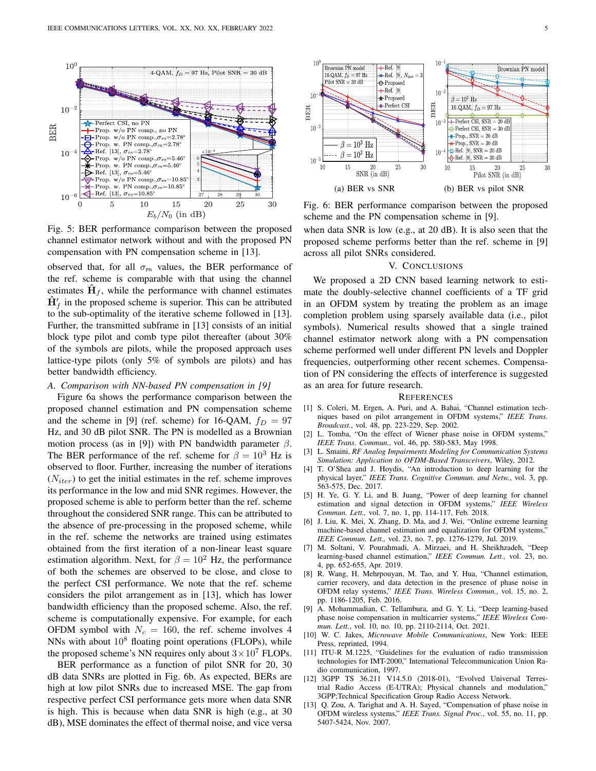4-QAM, $f_D$ = 97 Hz, Pilot SNR = 30 dB

BER

$E_b/N_0$ (in dB)

Perfect CSI, no PN
Prop. w/o PN comp., no PN
Prop. w/o PN comp.,$\sigma_{PN}$=2.78°
Prop. w. PN comp.,$\sigma_{PN}$=2.78°
Ref. [13], $\sigma_{PN}$=2.78°
Prop. w/o PN comp.,$\sigma_{PN}$=5.46°
Prop. w. PN comp.,$\sigma_{PN}$=5.46°
Ref. [13], $\sigma_{PN}$=5.46°
Prop. w/o PN comp.,$\sigma_{PN}$=10.85°
Prop. w. PN comp.,$\sigma_{PN}$=10.85°
Ref. [13], $\sigma_{PN}$=10.85°

Fig. 5: BER performance comparison between the proposed channel estimator network without and with the proposed PN compensation with PN compensation scheme in [13].

observed that, for all $\sigma_{PN}$ values, the BER performance of the ref. scheme is comparable with that using the channel estimates $\hat{\mathbf{H}}_f$, while the performance with channel estimates $\hat{\mathbf{H}}'_f$ in the proposed scheme is superior. This can be attributed to the sub-optimality of the iterative scheme followed in [13]. Further, the transmitted subframe in [13] consists of an initial block type pilot and comb type pilot thereafter (about 30% of the symbols are pilots), while the proposed approach uses lattice-type pilots (only 5% of symbols are pilots) and has better bandwidth efficiency.

### *A. Comparison with NN-based PN compensation in [9]*

Figure 6a shows the performance comparison between the proposed channel estimation and PN compensation scheme and the scheme in [9] (ref. scheme) for 16-QAM, $f_D = 97$ Hz, and 30 dB pilot SNR. The PN is modelled as a Brownian motion process (as in [9]) with PN bandwidth parameter $\beta$. The BER performance of the ref. scheme for $\beta = 10^3$ Hz is observed to floor. Further, increasing the number of iterations ($N_{iter}$) to get the initial estimates in the ref. scheme improves its performance in the low and mid SNR regimes. However, the proposed scheme is able to perform better than the ref. scheme throughout the considered SNR range. This can be attributed to the absence of pre-processing in the proposed scheme, while in the ref. scheme the networks are trained using estimates obtained from the first iteration of a non-linear least square estimation algorithm. Next, for $\beta = 10^2$ Hz, the performance of both the schemes are observed to be close, and close to the perfect CSI performance. We note that the ref. scheme considers the pilot arrangement as in [13], which has lower bandwidth efficiency than the proposed scheme. Also, the ref. scheme is computationally expensive. For example, for each OFDM symbol with $N_c = 160$, the ref. scheme involves 4 NNs with about $10^8$ floating point operations (FLOPs), while the proposed scheme's NN requires only about $3 \times 10^7$ FLOPs.

BER performance as a function of pilot SNR for 20, 30 dB data SNRs are plotted in Fig. 6b. As expected, BERs are high at low pilot SNRs due to increased MSE. The gap from respective perfect CSI performance gets more when data SNR is high. This is because when data SNR is high (e.g., at 30 dB), MSE dominates the effect of thermal noise, and vice versa

Brownian PN model
16-QAM, $f_D$ = 97 Hz
Pilot SNR = 30 dB
Ref. [9]
Ref. [9], $N_{iter}$ = 3
Proposed
Ref. [9]
Proposed
Perfect CSI
$\beta = 10^3$ Hz
$\beta = 10^2$ Hz
BER
SNR (in dB)

(a) BER vs SNR

Brownian PN model
$\beta = 10^2$ Hz
16 QAM, $f_D$ = 97 Hz
Perfect CSI, SNR = 20 dB
Perfect CSI, SNR = 30 dB
Prop., SNR = 20 dB
Prop., SNR = 30 dB
Ref. [9], SNR = 20 dB
Ref. [9], SNR = 30 dB
BER
Pilot SNR (in dB)

(b) BER vs pilot SNR

Fig. 6: BER performance comparison between the proposed scheme and the PN compensation scheme in [9].

when data SNR is low (e.g., at 20 dB). It is also seen that the proposed scheme performs better than the ref. scheme in [9] across all pilot SNRs considered.

## V. Conclusions

We proposed a 2D CNN based learning network to estimate the doubly-selective channel coefficients of a TF grid in an OFDM system by treating the problem as an image completion problem using sparsely available data (i.e., pilot symbols). Numerical results showed that a single trained channel estimator network along with a PN compensation scheme performed well under different PN levels and Doppler frequencies, outperforming other recent schemes. Compensation of PN considering the effects of interference is suggested as an area for future research.

## References

[1] S. Coleri, M. Ergen, A. Puri, and A. Bahai, "Channel estimation techniques based on pilot arrangement in OFDM systems," *IEEE Trans. Broadcast.*, vol. 48, pp. 223-229, Sep. 2002.

[2] L. Tomba, "On the effect of Wiener phase noise in OFDM systems," *IEEE Trans. Commun.*, vol. 46, pp. 580-583, May 1998.

[3] A. Puri, *RF Analog Impairments Modeling for Communication Systems Simulation: Application to OFDM-Based Transceivers*, Wiley, 2012.

[4] T. O'Shea and J. Hoydis, "An introduction to deep learning for the physical layer," *IEEE Trans. Cognitive Commun. and Netw.*, vol. 3, pp. 563-575, Dec. 2017.

[5] H. Ye, G. Y. Li, and B. Juang, "Power of deep learning for channel estimation and signal detection in OFDM systems," *IEEE Wireless Commun. Lett.,* vol. 7, no. 1, pp. 114-117, Feb. 2018.

[6] J. Liu, K. Mei, X. Zhang, D. Ma, and J. Wei, "Online extreme learning machine-based channel estimation and equalization for OFDM systems," *IEEE Commun. Lett.,* vol. 23, no. 7, pp. 1276-1279, Jul. 2019.

[7] M. Soltani, V. Pourahmadi, A. Mirzaei, and H. Sheikhzadeh, "Deep learning-based channel estimation," *IEEE Commun. Lett.,* vol. 23, no. 4, pp. 652-655, Apr. 2019.

[8] R. Wang, H. Mehrpouyan, M. Tao, and Y. Hua, "Channel estimation, carrier recovery, and data detection in the presence of phase noise in OFDM relay systems," *IEEE Trans. Wireless Commun.*, vol. 15, no. 2, pp. 1186-1205, Feb. 2016.

[9] A. Mohammadian, C. Tellambura, and G. Y. Li, "Deep learning-based phase noise compensation in multicarrier systems," *IEEE Wireless Commun. Lett.*, vol. 10, no. 10, pp. 2110-2114, Oct. 2021.

[10] W. C. Jakes, *Microwave Mobile Communications*, New York: IEEE Press, reprinted, 1994.

[11] ITU-R M.1225, "Guidelines for the evaluation of radio transmission technologies for IMT-2000," International Telecommunication Union Radio communication, 1997.

[12] 3GPP TS 36.211 V14.5.0 (2018-01), "Evolved Universal Terrestrial Radio Access (E-UTRA); Physical channels and modulation," 3GPP;Technical Specification Group Radio Access Network.

[13] Q. Zou, A. Tarighat and A. H. Sayed, "Compensation of phase noise in OFDM wireless systems," *IEEE Trans. Signal Proc.*, vol. 55, no. 11, pp. 5407-5424, Nov. 2007.